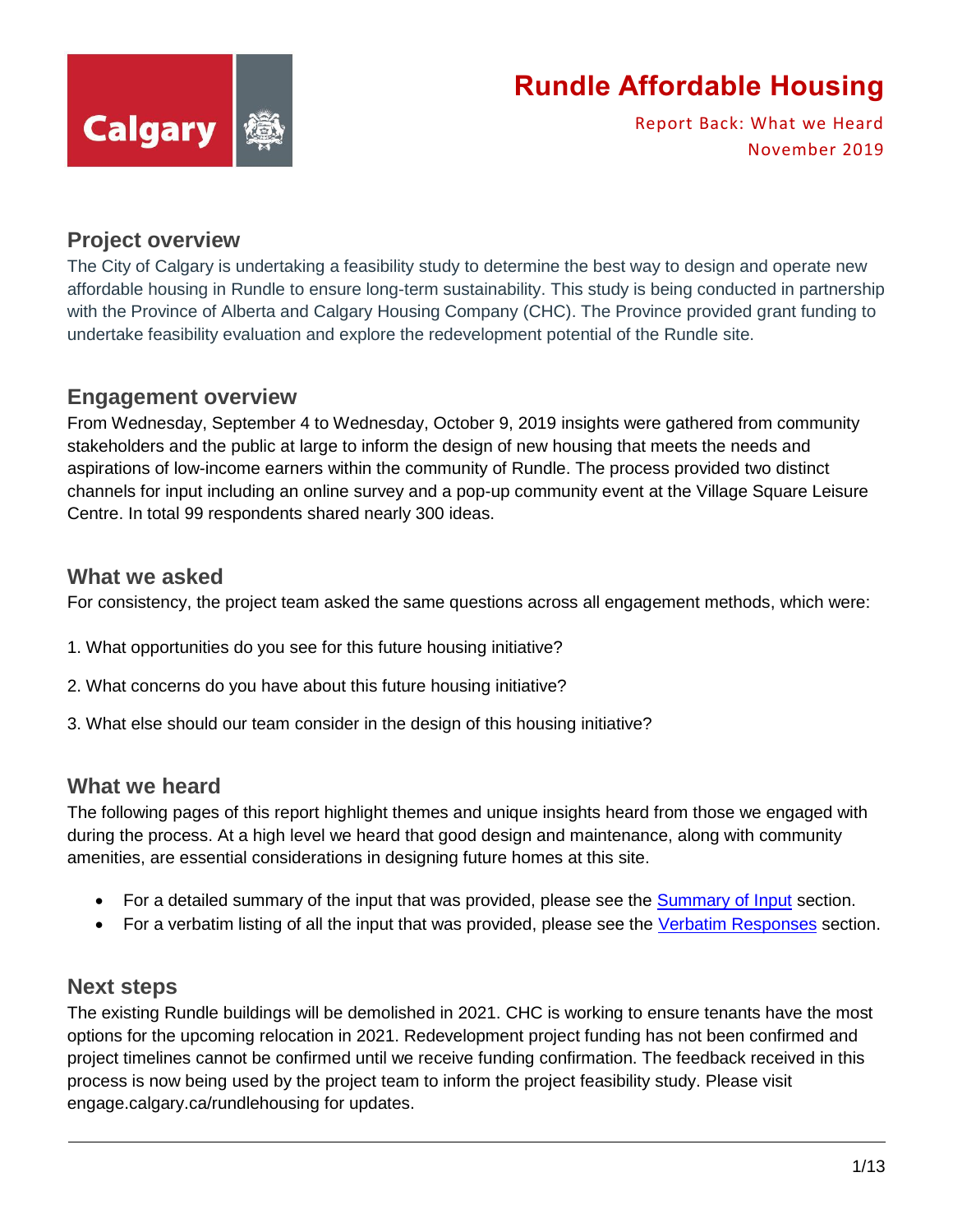# Rundle Affordable Housing

Report Back: What we Heard

November 2019

## Project overview

The City of Calgary is undertaking a feasibility study to determine the best way to design and operate new affordable housing in Rundle to ensure long-term sustainability. This study is being conducted in partnership with the Province of Alberta and Calgary Housing Company (CHC). The Province provided grant funding to undertake feasibility evaluation and explore the redevelopment potential of the Rundle site.

## Engagement overview

From Wednesday, September 4 to Wednesday, October 9, 2019 insights were gathered from community stakeholders and the public at large to inform the design of new housing that meets the needs and aspirations of low-income earners within the community of Rundle. The process provided two distinct channels for input including an online survey and a pop-up community event at the Village Square Leisure Centre. In total 99 respondents shared nearly 300 ideas.

## What we asked

For consistency, the project team asked the same questions across all engagement methods, which were:

1. What opportunities do you see for this future housing initiative?
2. What concerns do you have about this future housing initiative?
3. What else should our team consider in the design of this housing initiative?

## What we heard

The following pages of this report highlight themes and unique insights heard from those we engaged with during the process. At a high level we heard that good design and maintenance, along with community amenities, are essential considerations in designing future homes at this site.

- For a detailed summary of the input that was provided, please see the Summary of Input section.
- For a verbatim listing of all the input that was provided, please see the Verbatim Responses section.

## Next steps

The existing Rundle buildings will be demolished in 2021. CHC is working to ensure tenants have the most options for the upcoming relocation in 2021. Redevelopment project funding has not been confirmed and project timelines cannot be confirmed until we receive funding confirmation. The feedback received in this process is now being used by the project team to inform the project feasibility study. Please visit engage.calgary.ca/rundlehousing for updates.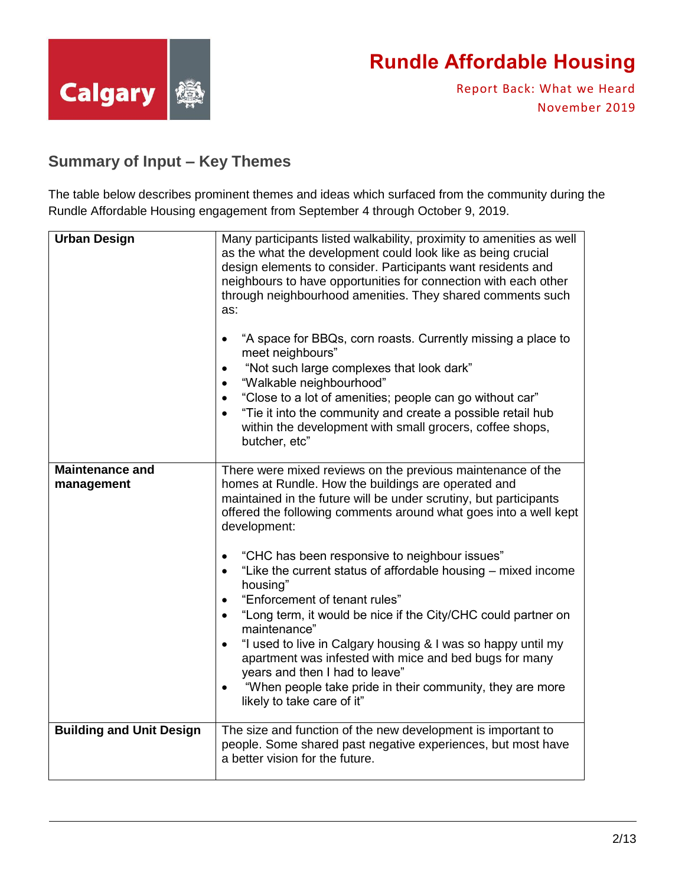## Summary of Input – Key Themes

The table below describes prominent themes and ideas which surfaced from the community during the Rundle Affordable Housing engagement from September 4 through October 9, 2019.

| | |
|---|---|
| **Urban Design** | Many participants listed walkability, proximity to amenities as well as the what the development could look like as being crucial design elements to consider. Participants want residents and neighbours to have opportunities for connection with each other through neighbourhood amenities. They shared comments such as:<br><br>• "A space for BBQs, corn roasts. Currently missing a place to meet neighbours"<br>• "Not such large complexes that look dark"<br>• "Walkable neighbourhood"<br>• "Close to a lot of amenities; people can go without car"<br>• "Tie it into the community and create a possible retail hub within the development with small grocers, coffee shops, butcher, etc" |
| **Maintenance and management** | There were mixed reviews on the previous maintenance of the homes at Rundle. How the buildings are operated and maintained in the future will be under scrutiny, but participants offered the following comments around what goes into a well kept development:<br><br>• "CHC has been responsive to neighbour issues"<br>• "Like the current status of affordable housing – mixed income housing"<br>• "Enforcement of tenant rules"<br>• "Long term, it would be nice if the City/CHC could partner on maintenance"<br>• "I used to live in Calgary housing & I was so happy until my apartment was infested with mice and bed bugs for many years and then I had to leave"<br>• "When people take pride in their community, they are more likely to take care of it" |
| **Building and Unit Design** | The size and function of the new development is important to people. Some shared past negative experiences, but most have a better vision for the future. |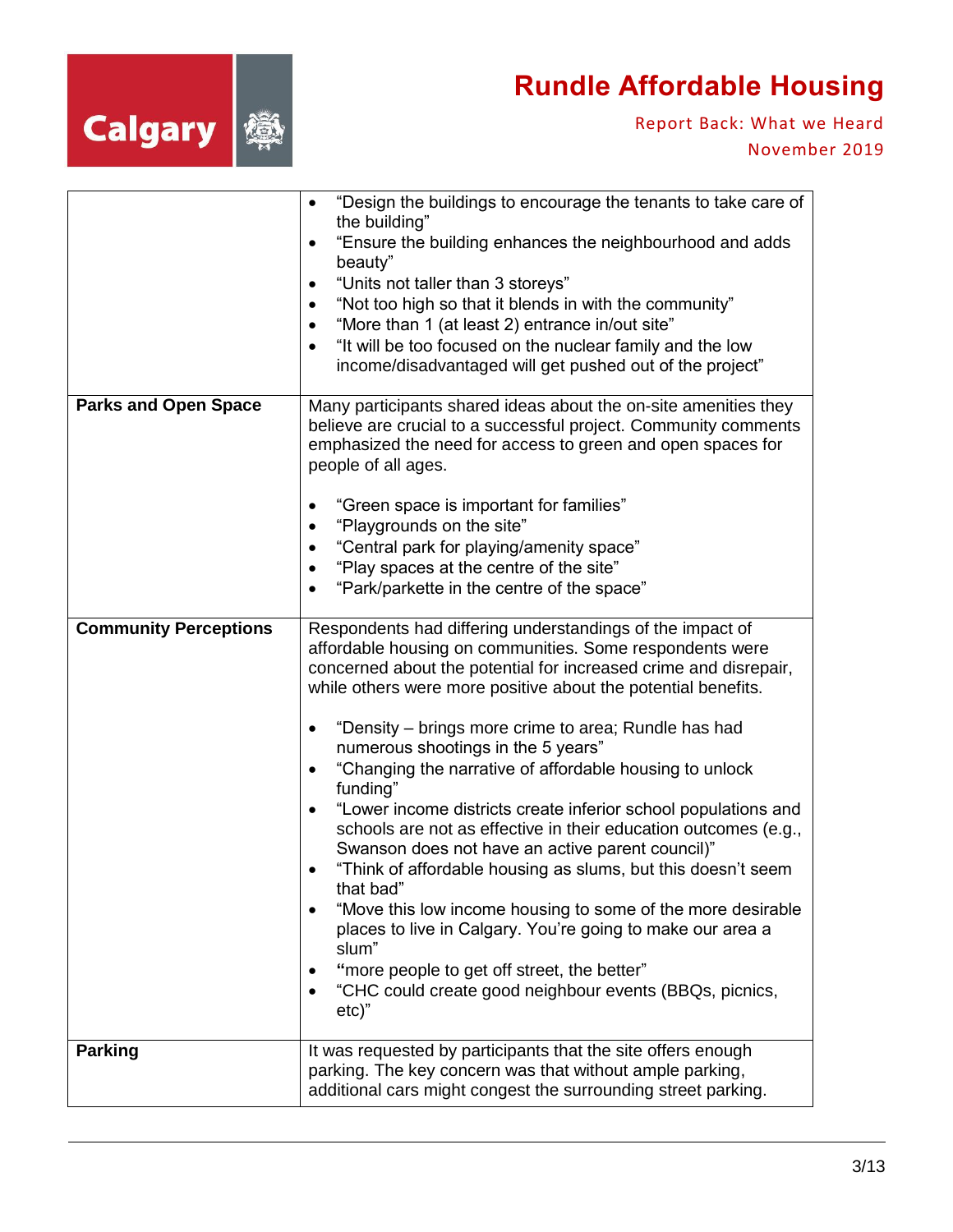| | |
|---|---|
| | • "Design the buildings to encourage the tenants to take care of the building"<br>• "Ensure the building enhances the neighbourhood and adds beauty"<br>• "Units not taller than 3 storeys"<br>• "Not too high so that it blends in with the community"<br>• "More than 1 (at least 2) entrance in/out site"<br>• "It will be too focused on the nuclear family and the low income/disadvantaged will get pushed out of the project" |
| **Parks and Open Space** | Many participants shared ideas about the on-site amenities they believe are crucial to a successful project. Community comments emphasized the need for access to green and open spaces for people of all ages.<br><br>• "Green space is important for families"<br>• "Playgrounds on the site"<br>• "Central park for playing/amenity space"<br>• "Play spaces at the centre of the site"<br>• "Park/parkette in the centre of the space" |
| **Community Perceptions** | Respondents had differing understandings of the impact of affordable housing on communities. Some respondents were concerned about the potential for increased crime and disrepair, while others were more positive about the potential benefits.<br><br>• "Density – brings more crime to area; Rundle has had numerous shootings in the 5 years"<br>• "Changing the narrative of affordable housing to unlock funding"<br>• "Lower income districts create inferior school populations and schools are not as effective in their education outcomes (e.g., Swanson does not have an active parent council)"<br>• "Think of affordable housing as slums, but this doesn't seem that bad"<br>• "Move this low income housing to some of the more desirable places to live in Calgary. You're going to make our area a slum"<br>• "more people to get off street, the better"<br>• "CHC could create good neighbour events (BBQs, picnics, etc)" |
| **Parking** | It was requested by participants that the site offers enough parking. The key concern was that without ample parking, additional cars might congest the surrounding street parking. |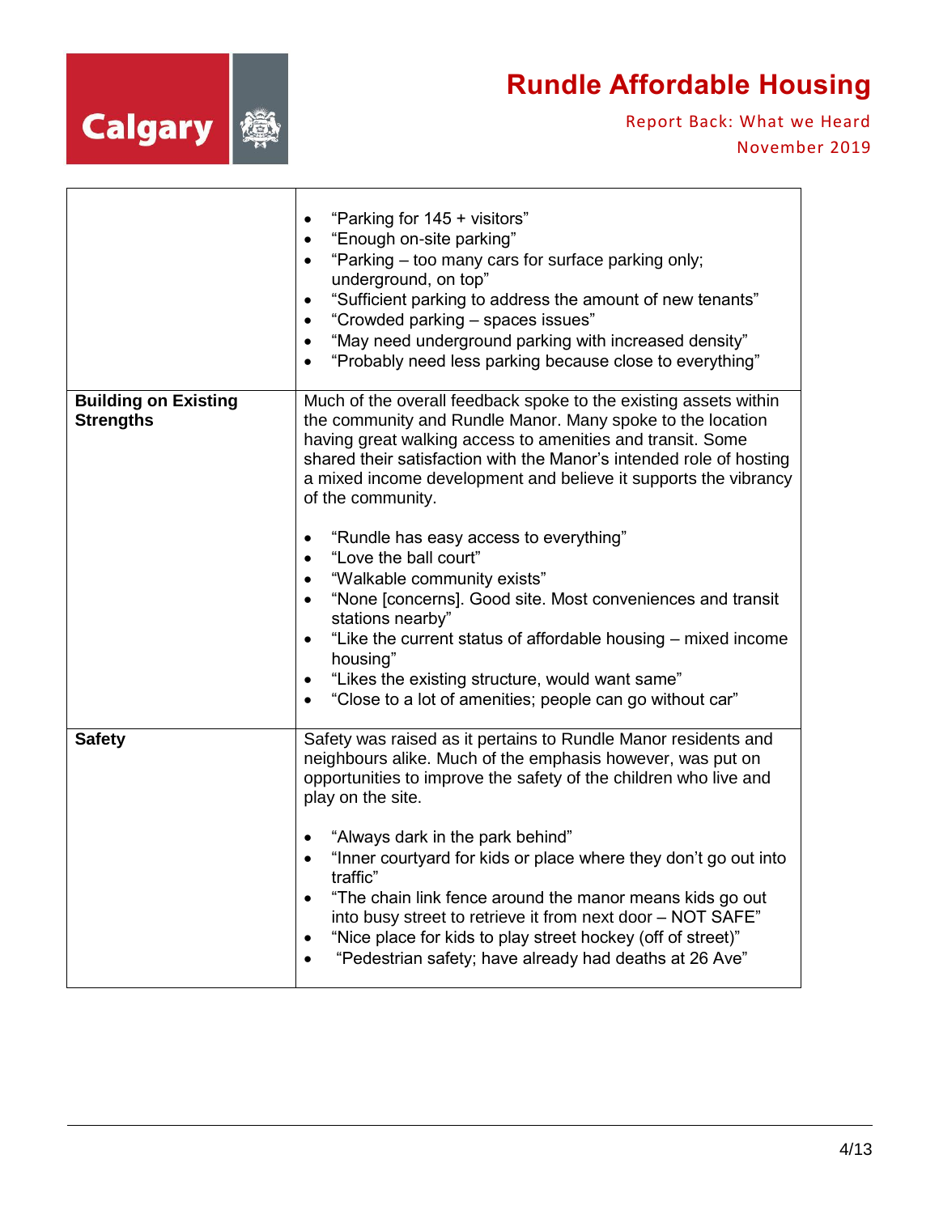| | |
|---|---|
| | • "Parking for 145 + visitors"<br>• "Enough on-site parking"<br>• "Parking – too many cars for surface parking only; underground, on top"<br>• "Sufficient parking to address the amount of new tenants"<br>• "Crowded parking – spaces issues"<br>• "May need underground parking with increased density"<br>• "Probably need less parking because close to everything" |
| **Building on Existing Strengths** | Much of the overall feedback spoke to the existing assets within the community and Rundle Manor. Many spoke to the location having great walking access to amenities and transit. Some shared their satisfaction with the Manor's intended role of hosting a mixed income development and believe it supports the vibrancy of the community.<br><br>• "Rundle has easy access to everything"<br>• "Love the ball court"<br>• "Walkable community exists"<br>• "None [concerns]. Good site. Most conveniences and transit stations nearby"<br>• "Like the current status of affordable housing – mixed income housing"<br>• "Likes the existing structure, would want same"<br>• "Close to a lot of amenities; people can go without car" |
| **Safety** | Safety was raised as it pertains to Rundle Manor residents and neighbours alike. Much of the emphasis however, was put on opportunities to improve the safety of the children who live and play on the site.<br><br>• "Always dark in the park behind"<br>• "Inner courtyard for kids or place where they don't go out into traffic"<br>• "The chain link fence around the manor means kids go out into busy street to retrieve it from next door – NOT SAFE"<br>• "Nice place for kids to play street hockey (off of street)"<br>• "Pedestrian safety; have already had deaths at 26 Ave" |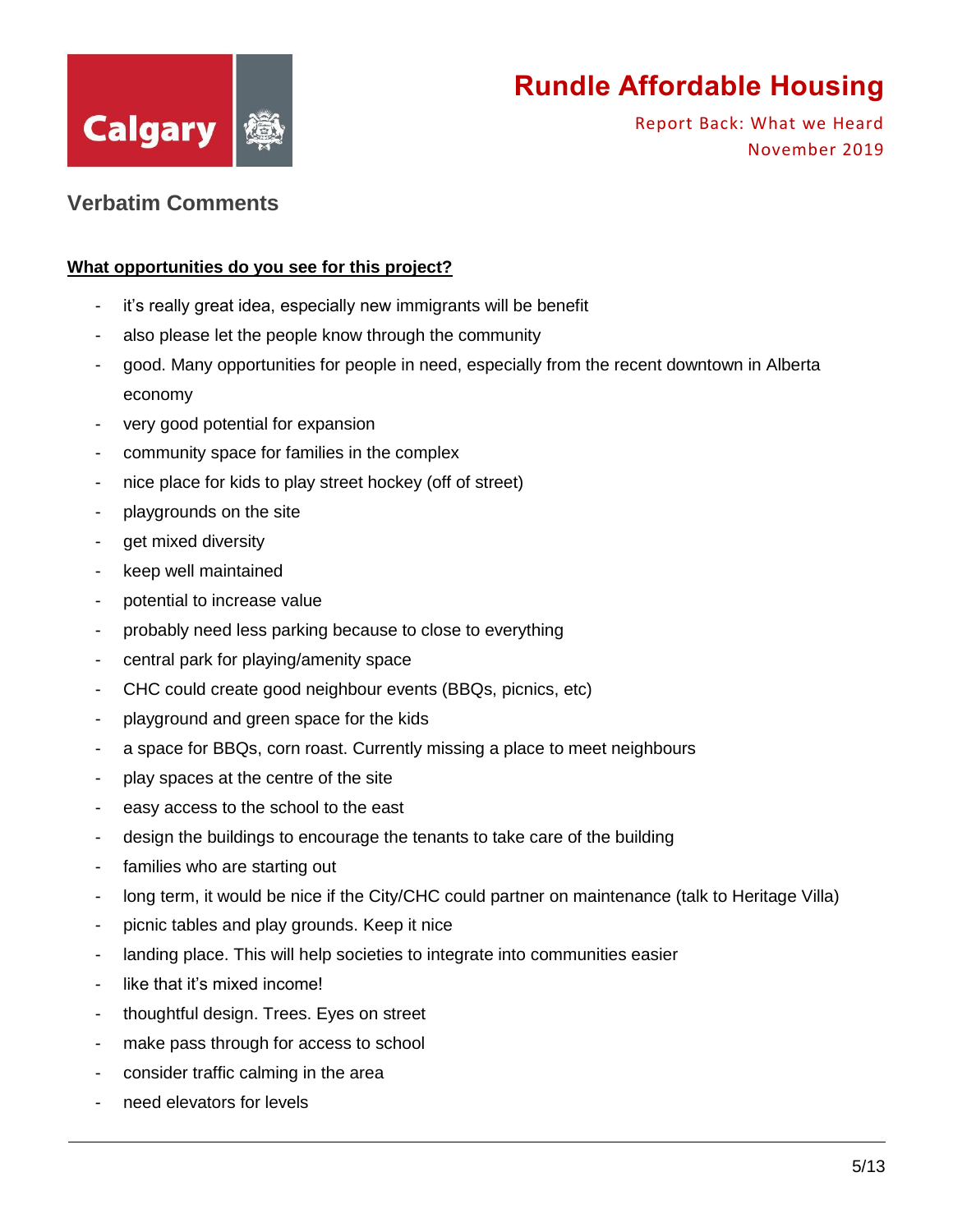## Verbatim Comments

**What opportunities do you see for this project?**

- it's really great idea, especially new immigrants will be benefit
- also please let the people know through the community
- good. Many opportunities for people in need, especially from the recent downtown in Alberta economy
- very good potential for expansion
- community space for families in the complex
- nice place for kids to play street hockey (off of street)
- playgrounds on the site
- get mixed diversity
- keep well maintained
- potential to increase value
- probably need less parking because to close to everything
- central park for playing/amenity space
- CHC could create good neighbour events (BBQs, picnics, etc)
- playground and green space for the kids
- a space for BBQs, corn roast. Currently missing a place to meet neighbours
- play spaces at the centre of the site
- easy access to the school to the east
- design the buildings to encourage the tenants to take care of the building
- families who are starting out
- long term, it would be nice if the City/CHC could partner on maintenance (talk to Heritage Villa)
- picnic tables and play grounds. Keep it nice
- landing place. This will help societies to integrate into communities easier
- like that it's mixed income!
- thoughtful design. Trees. Eyes on street
- make pass through for access to school
- consider traffic calming in the area
- need elevators for levels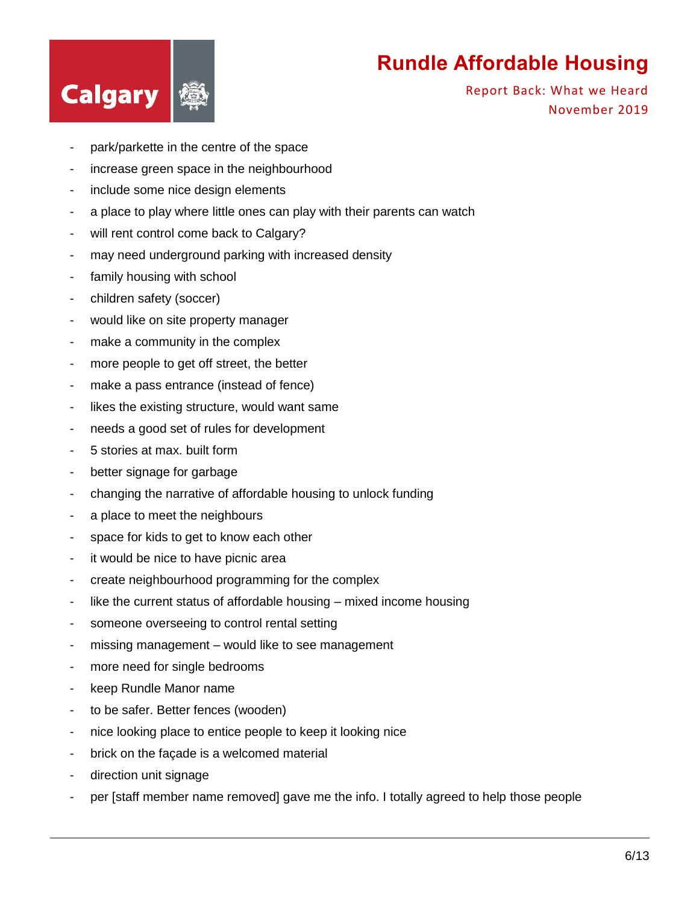- park/parkette in the centre of the space
- increase green space in the neighbourhood
- include some nice design elements
- a place to play where little ones can play with their parents can watch
- will rent control come back to Calgary?
- may need underground parking with increased density
- family housing with school
- children safety (soccer)
- would like on site property manager
- make a community in the complex
- more people to get off street, the better
- make a pass entrance (instead of fence)
- likes the existing structure, would want same
- needs a good set of rules for development
- 5 stories at max. built form
- better signage for garbage
- changing the narrative of affordable housing to unlock funding
- a place to meet the neighbours
- space for kids to get to know each other
- it would be nice to have picnic area
- create neighbourhood programming for the complex
- like the current status of affordable housing – mixed income housing
- someone overseeing to control rental setting
- missing management – would like to see management
- more need for single bedrooms
- keep Rundle Manor name
- to be safer. Better fences (wooden)
- nice looking place to entice people to keep it looking nice
- brick on the façade is a welcomed material
- direction unit signage
- per [staff member name removed] gave me the info. I totally agreed to help those people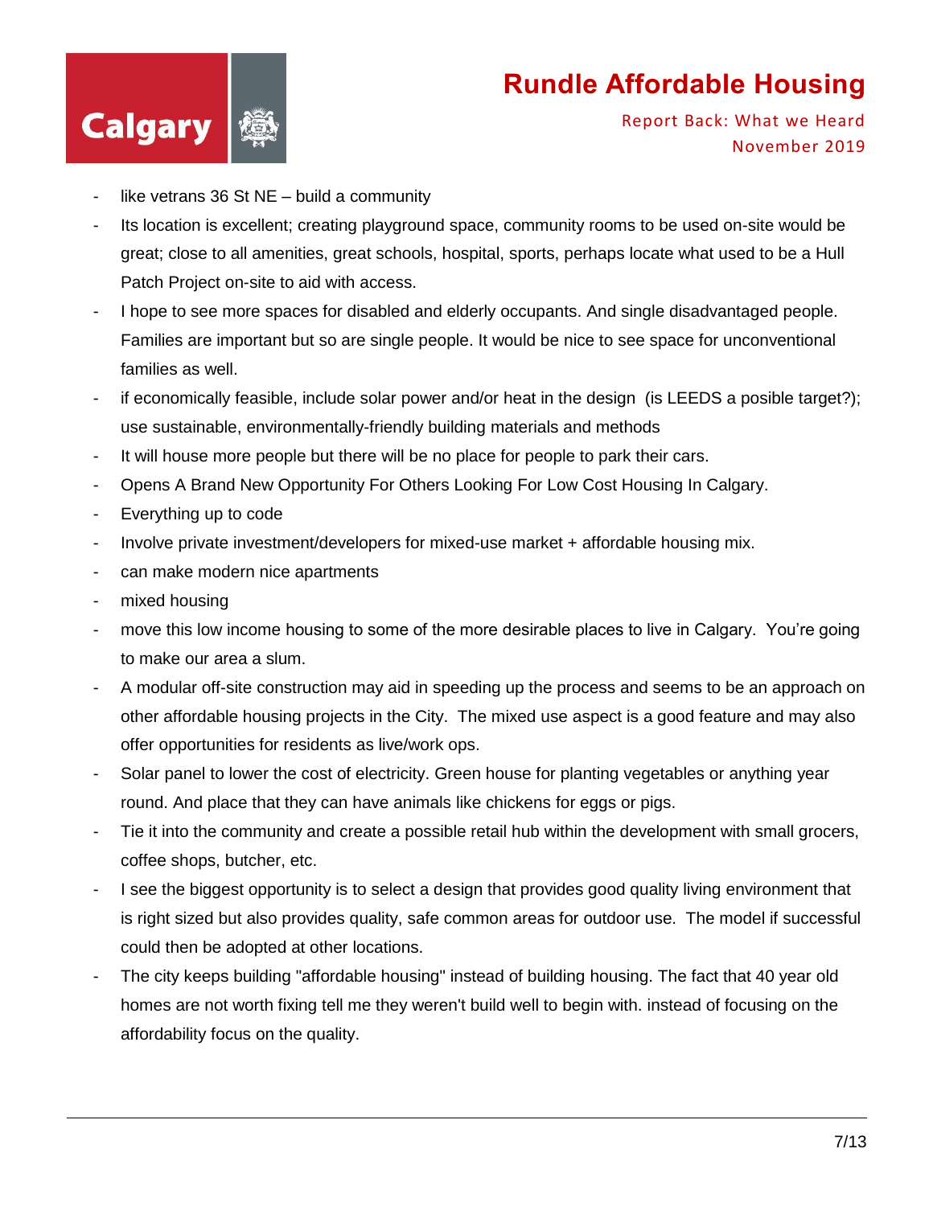- like vetrans 36 St NE – build a community
- Its location is excellent; creating playground space, community rooms to be used on-site would be great; close to all amenities, great schools, hospital, sports, perhaps locate what used to be a Hull Patch Project on-site to aid with access.
- I hope to see more spaces for disabled and elderly occupants. And single disadvantaged people. Families are important but so are single people. It would be nice to see space for unconventional families as well.
- if economically feasible, include solar power and/or heat in the design (is LEEDS a posible target?); use sustainable, environmentally-friendly building materials and methods
- It will house more people but there will be no place for people to park their cars.
- Opens A Brand New Opportunity For Others Looking For Low Cost Housing In Calgary.
- Everything up to code
- Involve private investment/developers for mixed-use market + affordable housing mix.
- can make modern nice apartments
- mixed housing
- move this low income housing to some of the more desirable places to live in Calgary. You're going to make our area a slum.
- A modular off-site construction may aid in speeding up the process and seems to be an approach on other affordable housing projects in the City. The mixed use aspect is a good feature and may also offer opportunities for residents as live/work ops.
- Solar panel to lower the cost of electricity. Green house for planting vegetables or anything year round. And place that they can have animals like chickens for eggs or pigs.
- Tie it into the community and create a possible retail hub within the development with small grocers, coffee shops, butcher, etc.
- I see the biggest opportunity is to select a design that provides good quality living environment that is right sized but also provides quality, safe common areas for outdoor use. The model if successful could then be adopted at other locations.
- The city keeps building "affordable housing" instead of building housing. The fact that 40 year old homes are not worth fixing tell me they weren't build well to begin with. instead of focusing on the affordability focus on the quality.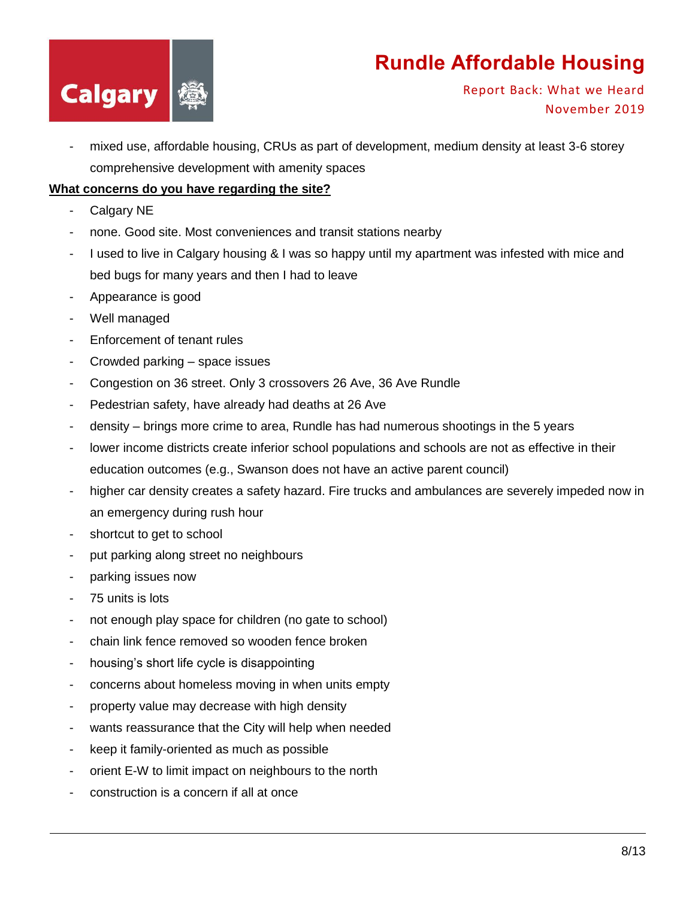- mixed use, affordable housing, CRUs as part of development, medium density at least 3-6 storey comprehensive development with amenity spaces

**What concerns do you have regarding the site?**

- Calgary NE
- none. Good site. Most conveniences and transit stations nearby
- I used to live in Calgary housing & I was so happy until my apartment was infested with mice and bed bugs for many years and then I had to leave
- Appearance is good
- Well managed
- Enforcement of tenant rules
- Crowded parking – space issues
- Congestion on 36 street. Only 3 crossovers 26 Ave, 36 Ave Rundle
- Pedestrian safety, have already had deaths at 26 Ave
- density – brings more crime to area, Rundle has had numerous shootings in the 5 years
- lower income districts create inferior school populations and schools are not as effective in their education outcomes (e.g., Swanson does not have an active parent council)
- higher car density creates a safety hazard. Fire trucks and ambulances are severely impeded now in an emergency during rush hour
- shortcut to get to school
- put parking along street no neighbours
- parking issues now
- 75 units is lots
- not enough play space for children (no gate to school)
- chain link fence removed so wooden fence broken
- housing's short life cycle is disappointing
- concerns about homeless moving in when units empty
- property value may decrease with high density
- wants reassurance that the City will help when needed
- keep it family-oriented as much as possible
- orient E-W to limit impact on neighbours to the north
- construction is a concern if all at once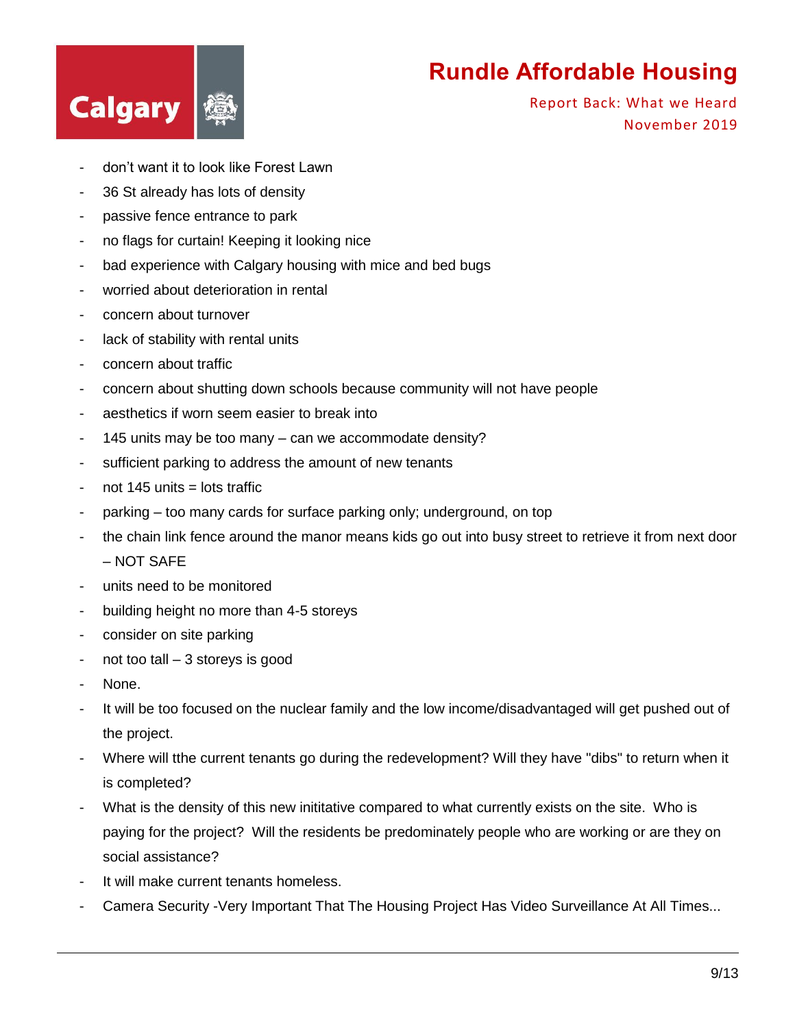- don’t want it to look like Forest Lawn
- 36 St already has lots of density
- passive fence entrance to park
- no flags for curtain! Keeping it looking nice
- bad experience with Calgary housing with mice and bed bugs
- worried about deterioration in rental
- concern about turnover
- lack of stability with rental units
- concern about traffic
- concern about shutting down schools because community will not have people
- aesthetics if worn seem easier to break into
- 145 units may be too many – can we accommodate density?
- sufficient parking to address the amount of new tenants
- not 145 units = lots traffic
- parking – too many cards for surface parking only; underground, on top
- the chain link fence around the manor means kids go out into busy street to retrieve it from next door – NOT SAFE
- units need to be monitored
- building height no more than 4-5 storeys
- consider on site parking
- not too tall – 3 storeys is good
- None.
- It will be too focused on the nuclear family and the low income/disadvantaged will get pushed out of the project.
- Where will tthe current tenants go during the redevelopment? Will they have "dibs" to return when it is completed?
- What is the density of this new inititative compared to what currently exists on the site. Who is paying for the project? Will the residents be predominately people who are working or are they on social assistance?
- It will make current tenants homeless.
- Camera Security -Very Important That The Housing Project Has Video Surveillance At All Times...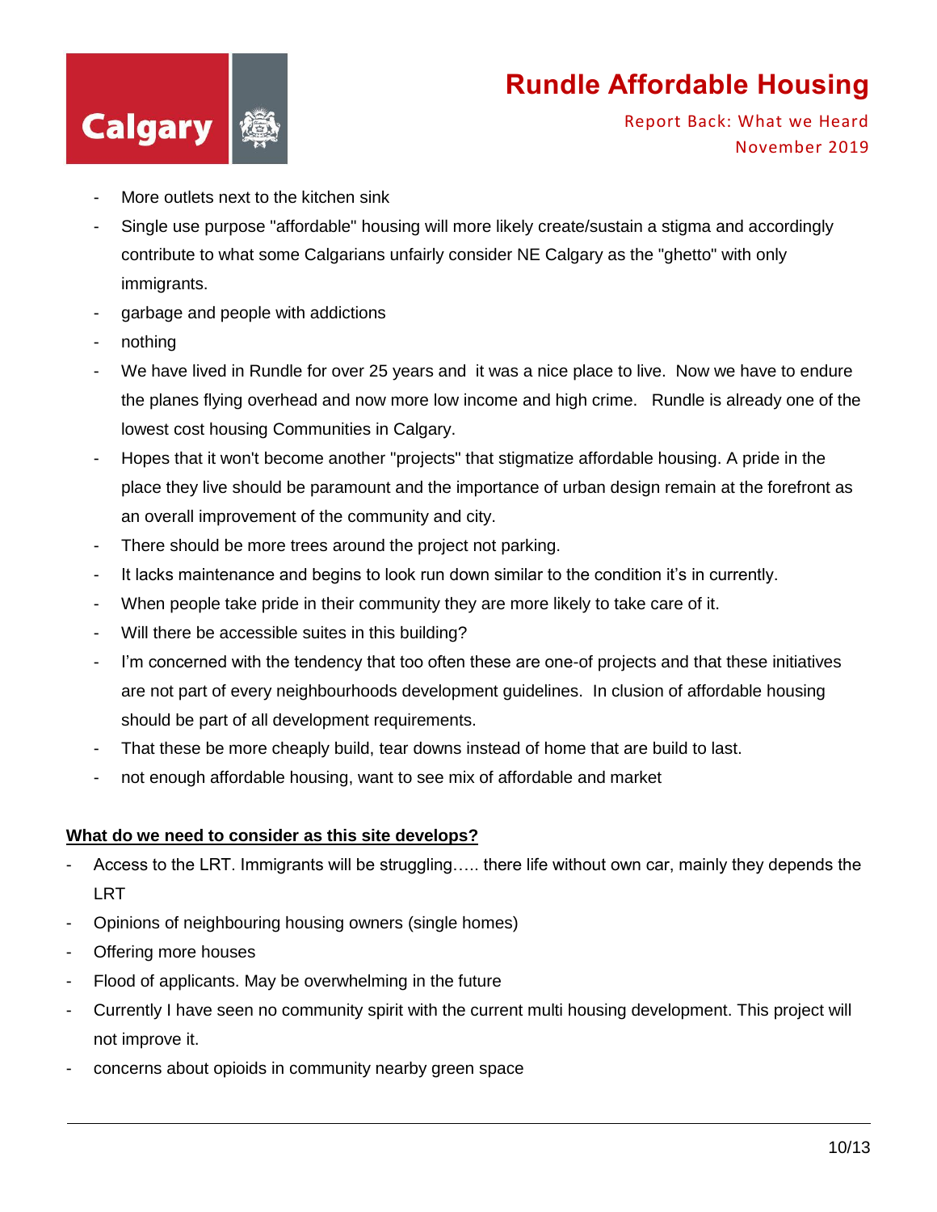- More outlets next to the kitchen sink
- Single use purpose "affordable" housing will more likely create/sustain a stigma and accordingly contribute to what some Calgarians unfairly consider NE Calgary as the "ghetto" with only immigrants.
- garbage and people with addictions
- nothing
- We have lived in Rundle for over 25 years and it was a nice place to live. Now we have to endure the planes flying overhead and now more low income and high crime. Rundle is already one of the lowest cost housing Communities in Calgary.
- Hopes that it won't become another "projects" that stigmatize affordable housing. A pride in the place they live should be paramount and the importance of urban design remain at the forefront as an overall improvement of the community and city.
- There should be more trees around the project not parking.
- It lacks maintenance and begins to look run down similar to the condition it's in currently.
- When people take pride in their community they are more likely to take care of it.
- Will there be accessible suites in this building?
- I'm concerned with the tendency that too often these are one-of projects and that these initiatives are not part of every neighbourhoods development guidelines. In clusion of affordable housing should be part of all development requirements.
- That these be more cheaply build, tear downs instead of home that are build to last.
- not enough affordable housing, want to see mix of affordable and market

**<u>What do we need to consider as this site develops?</u>**

- Access to the LRT. Immigrants will be struggling….. there life without own car, mainly they depends the LRT
- Opinions of neighbouring housing owners (single homes)
- Offering more houses
- Flood of applicants. May be overwhelming in the future
- Currently I have seen no community spirit with the current multi housing development. This project will not improve it.
- concerns about opioids in community nearby green space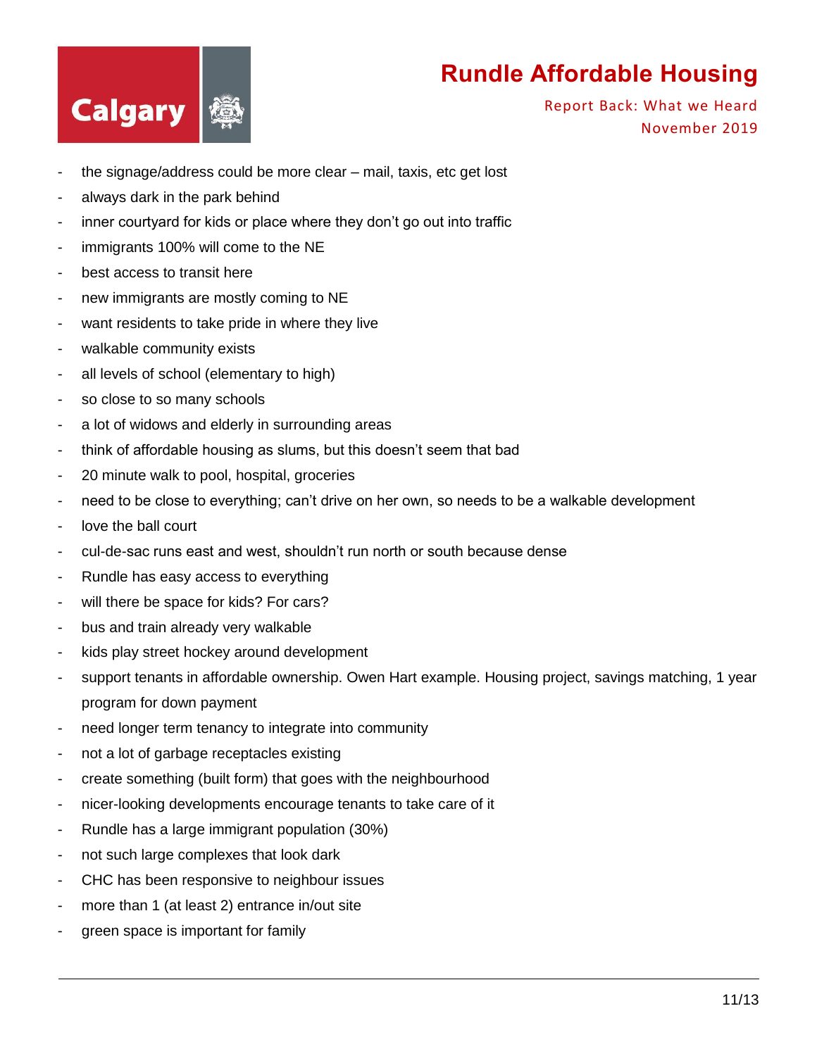- the signage/address could be more clear – mail, taxis, etc get lost
- always dark in the park behind
- inner courtyard for kids or place where they don't go out into traffic
- immigrants 100% will come to the NE
- best access to transit here
- new immigrants are mostly coming to NE
- want residents to take pride in where they live
- walkable community exists
- all levels of school (elementary to high)
- so close to so many schools
- a lot of widows and elderly in surrounding areas
- think of affordable housing as slums, but this doesn't seem that bad
- 20 minute walk to pool, hospital, groceries
- need to be close to everything; can't drive on her own, so needs to be a walkable development
- love the ball court
- cul-de-sac runs east and west, shouldn't run north or south because dense
- Rundle has easy access to everything
- will there be space for kids? For cars?
- bus and train already very walkable
- kids play street hockey around development
- support tenants in affordable ownership. Owen Hart example. Housing project, savings matching, 1 year program for down payment
- need longer term tenancy to integrate into community
- not a lot of garbage receptacles existing
- create something (built form) that goes with the neighbourhood
- nicer-looking developments encourage tenants to take care of it
- Rundle has a large immigrant population (30%)
- not such large complexes that look dark
- CHC has been responsive to neighbour issues
- more than 1 (at least 2) entrance in/out site
- green space is important for family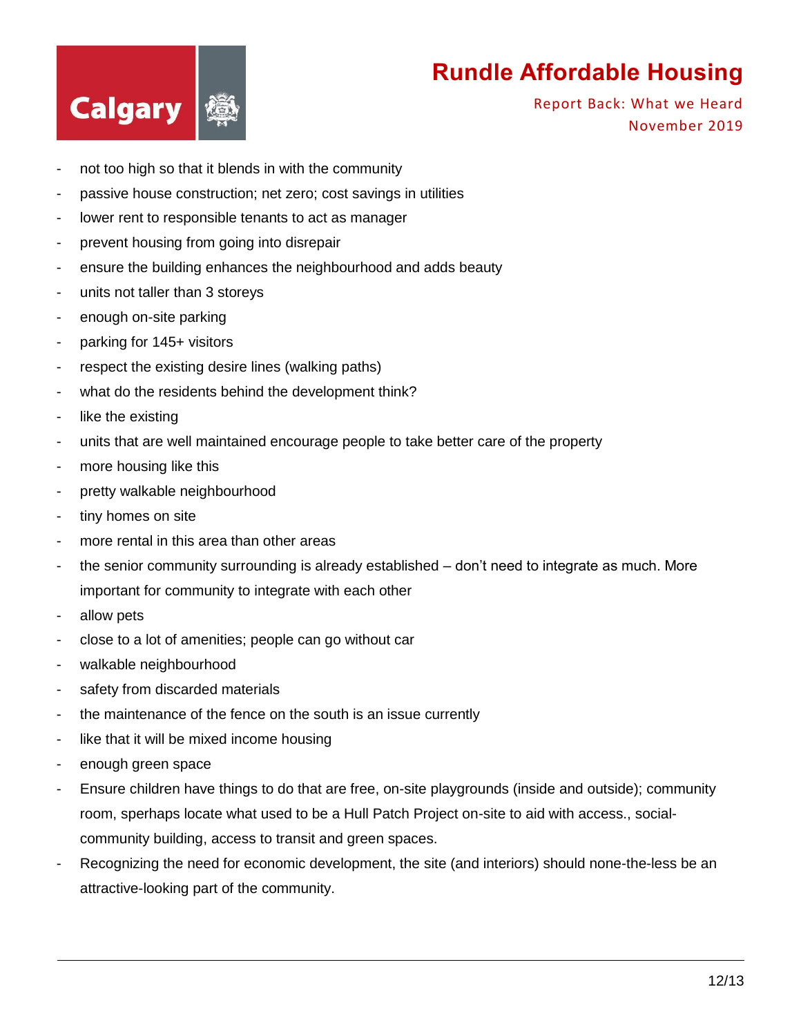- not too high so that it blends in with the community
- passive house construction; net zero; cost savings in utilities
- lower rent to responsible tenants to act as manager
- prevent housing from going into disrepair
- ensure the building enhances the neighbourhood and adds beauty
- units not taller than 3 storeys
- enough on-site parking
- parking for 145+ visitors
- respect the existing desire lines (walking paths)
- what do the residents behind the development think?
- like the existing
- units that are well maintained encourage people to take better care of the property
- more housing like this
- pretty walkable neighbourhood
- tiny homes on site
- more rental in this area than other areas
- the senior community surrounding is already established – don't need to integrate as much. More important for community to integrate with each other
- allow pets
- close to a lot of amenities; people can go without car
- walkable neighbourhood
- safety from discarded materials
- the maintenance of the fence on the south is an issue currently
- like that it will be mixed income housing
- enough green space
- Ensure children have things to do that are free, on-site playgrounds (inside and outside); community room, sperhaps locate what used to be a Hull Patch Project on-site to aid with access., social-community building, access to transit and green spaces.
- Recognizing the need for economic development, the site (and interiors) should none-the-less be an attractive-looking part of the community.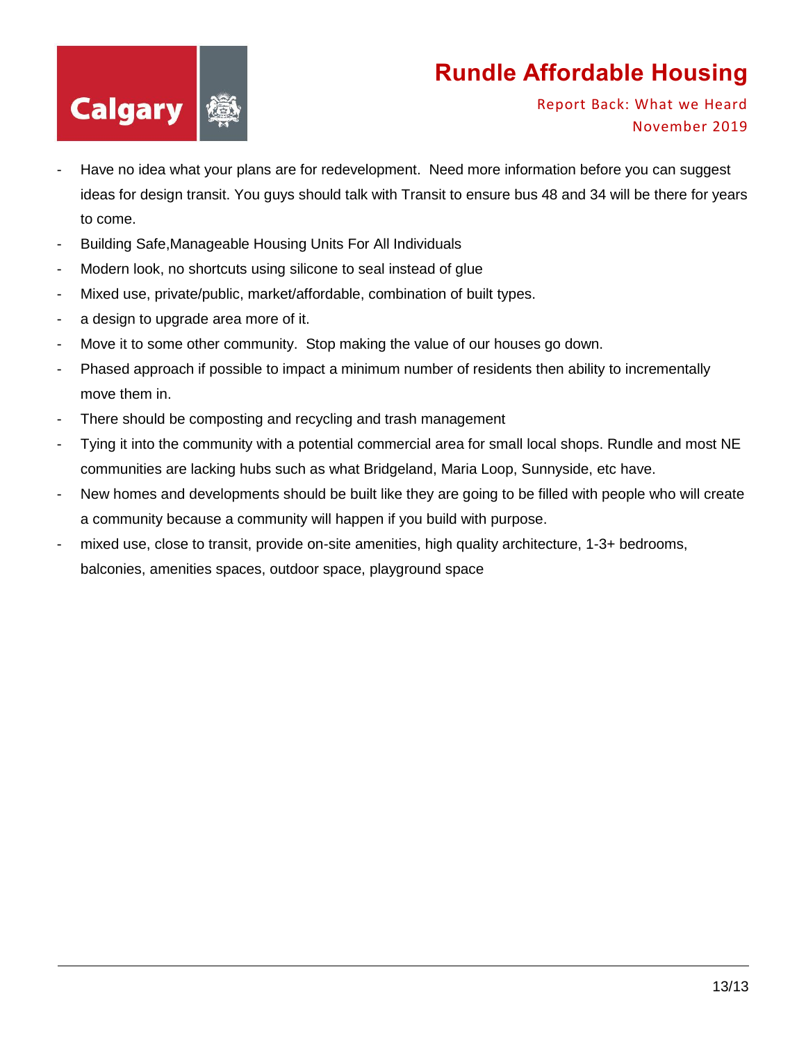- Have no idea what your plans are for redevelopment. Need more information before you can suggest ideas for design transit. You guys should talk with Transit to ensure bus 48 and 34 will be there for years to come.
- Building Safe,Manageable Housing Units For All Individuals
- Modern look, no shortcuts using silicone to seal instead of glue
- Mixed use, private/public, market/affordable, combination of built types.
- a design to upgrade area more of it.
- Move it to some other community. Stop making the value of our houses go down.
- Phased approach if possible to impact a minimum number of residents then ability to incrementally move them in.
- There should be composting and recycling and trash management
- Tying it into the community with a potential commercial area for small local shops. Rundle and most NE communities are lacking hubs such as what Bridgeland, Maria Loop, Sunnyside, etc have.
- New homes and developments should be built like they are going to be filled with people who will create a community because a community will happen if you build with purpose.
- mixed use, close to transit, provide on-site amenities, high quality architecture, 1-3+ bedrooms, balconies, amenities spaces, outdoor space, playground space